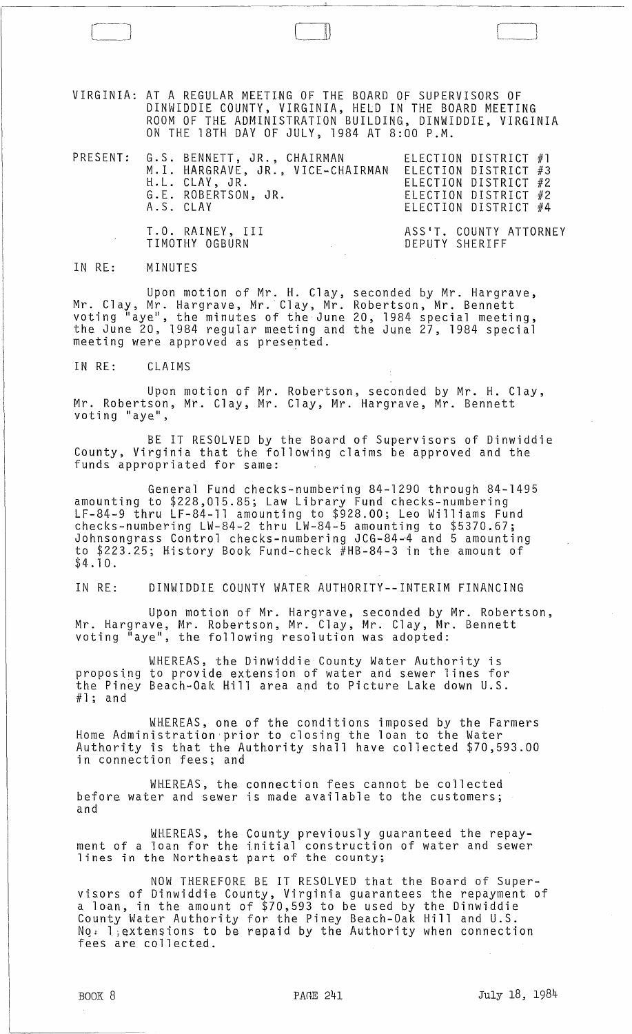VIRGINIA: AT A REGULAR MEETING OF THE BOARD OF SUPERVISORS OF DINWIDDIE COUNTY, VIRGINIA, HELD IN THE BOARD MEETING ROOM OF THE ADMINISTRATION BUILDING, DINWIDDIE, VIRGINIA ON THE 18TH DAY OF JULY, 1984 AT 8:00 P.M.

| PRESENT: | | |
|---|---|---|
| | G.S. BENNETT, JR., CHAIRMAN | ELECTION DISTRICT #1 |
| | M.I. HARGRAVE, JR., VICE-CHAIRMAN | ELECTION DISTRICT #3 |
| | H.L. CLAY, JR. | ELECTION DISTRICT #2 |
| | G.E. ROBERTSON, JR. | ELECTION DISTRICT #2 |
| | A.S. CLAY | ELECTION DISTRICT #4 |
| | T.O. RAINEY, III | ASS'T. COUNTY ATTORNEY |
| | TIMOTHY OGBURN | DEPUTY SHERIFF |

IN RE: MINUTES

Upon motion of Mr. H. Clay, seconded by Mr. Hargrave, Mr. Clay, Mr. Hargrave, Mr. Clay, Mr. Robertson, Mr. Bennett voting "aye", the minutes of the June 20, 1984 special meeting, the June 20, 1984 regular meeting and the June 27, 1984 special meeting were approved as presented.

IN RE: CLAIMS

Upon motion of Mr. Robertson, seconded by Mr. H. Clay, Mr. Robertson, Mr. Clay, Mr. Clay, Mr. Hargrave, Mr. Bennett voting "aye",

BE IT RESOLVED by the Board of Supervisors of Dinwiddie County, Virginia that the following claims be approved and the funds appropriated for same:

General Fund checks-numbering 84-1290 through 84-1495 amounting to $228,015.85; Law Library Fund checks-numbering LF-84-9 thru LF-84-11 amounting to $928.00; Leo Williams Fund checks-numbering LW-84-2 thru LW-84-5 amounting to $5370.67; Johnsongrass Control checks-numbering JCG-84-4 and 5 amounting to $223.25; History Book Fund-check #HB-84-3 in the amount of $4.10.

IN RE: DINWIDDIE COUNTY WATER AUTHORITY--INTERIM FINANCING

Upon motion of Mr. Hargrave, seconded by Mr. Robertson, Mr. Hargrave, Mr. Robertson, Mr. Clay, Mr. Clay, Mr. Bennett voting "aye", the following resolution was adopted:

WHEREAS, the Dinwiddie County Water Authority is proposing to provide extension of water and sewer lines for the Piney Beach-Oak Hill area and to Picture Lake down U.S. #1; and

WHEREAS, one of the conditions imposed by the Farmers Home Administration prior to closing the loan to the Water Authority is that the Authority shall have collected $70,593.00 in connection fees; and

WHEREAS, the connection fees cannot be collected before water and sewer is made available to the customers; and

WHEREAS, the County previously guaranteed the repayment of a loan for the initial construction of water and sewer lines in the Northeast part of the county;

NOW THEREFORE BE IT RESOLVED that the Board of Supervisors of Dinwiddie County, Virginia guarantees the repayment of a loan, in the amount of $70,593 to be used by the Dinwiddie County Water Authority for the Piney Beach-Oak Hill and U.S. No. 1 extensions to be repaid by the Authority when connection fees are collected.

BOOK 8 PAGE 241 July 18, 1984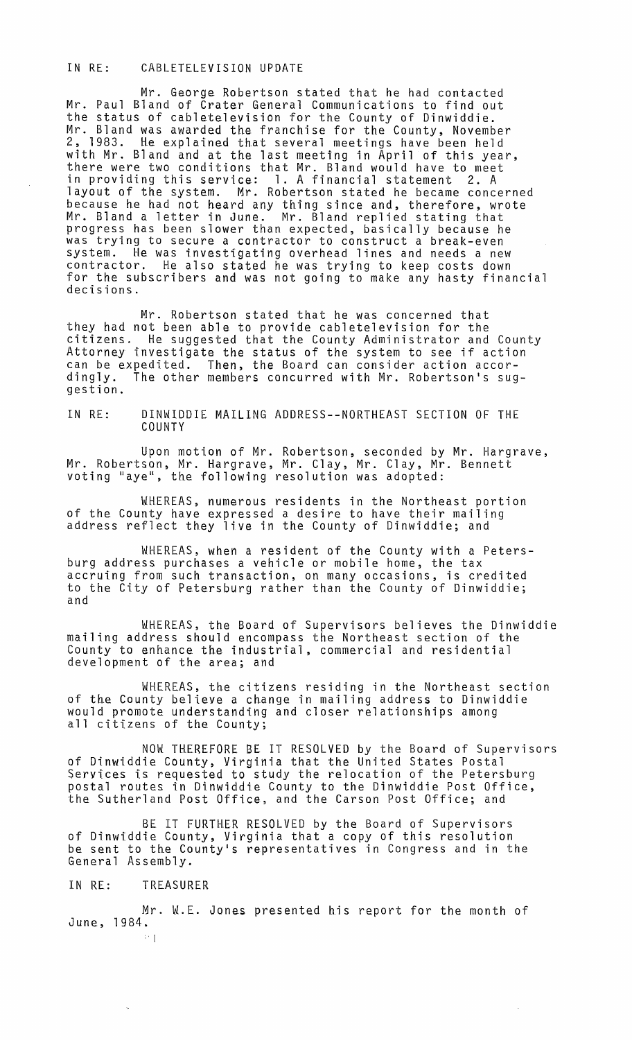IN RE: CABLETELEVISION UPDATE

Mr. George Robertson stated that he had contacted Mr. Paul Bland of Crater General Communications to find out the status of cabletelevision for the County of Dinwiddie. Mr. Bland was awarded the franchise for the County, November 2, 1983. He explained that several meetings have been held with Mr. Bland and at the last meeting in April of this year, there were two conditions that Mr. Bland would have to meet in providing this service: 1. A financial statement 2. A layout of the system. Mr. Robertson stated he became concerned because he had not heard any thing since and, therefore, wrote Mr. Bland a letter in June. Mr. Bland replied stating that progress has been slower than expected, basically because he was trying to secure a contractor to construct a break-even system. He was investigating overhead lines and needs a new contractor. He also stated he was trying to keep costs down for the subscribers and was not going to make any hasty financial decisions.

Mr. Robertson stated that he was concerned that they had not been able to provide cabletelevision for the citizens. He suggested that the County Administrator and County Attorney investigate the status of the system to see if action can be expedited. Then, the Board can consider action accordingly. The other members concurred with Mr. Robertson's suggestion.

IN RE: DINWIDDIE MAILING ADDRESS--NORTHEAST SECTION OF THE COUNTY

Upon motion of Mr. Robertson, seconded by Mr. Hargrave, Mr. Robertson, Mr. Hargrave, Mr. Clay, Mr. Clay, Mr. Bennett voting "aye", the following resolution was adopted:

WHEREAS, numerous residents in the Northeast portion of the County have expressed a desire to have their mailing address reflect they live in the County of Dinwiddie; and

WHEREAS, when a resident of the County with a Petersburg address purchases a vehicle or mobile home, the tax accruing from such transaction, on many occasions, is credited to the City of Petersburg rather than the County of Dinwiddie; and

WHEREAS, the Board of Supervisors believes the Dinwiddie mailing address should encompass the Northeast section of the County to enhance the industrial, commercial and residential development of the area; and

WHEREAS, the citizens residing in the Northeast section of the County believe a change in mailing address to Dinwiddie would promote understanding and closer relationships among all citizens of the County;

NOW THEREFORE BE IT RESOLVED by the Board of Supervisors of Dinwiddie County, Virginia that the United States Postal Services is requested to study the relocation of the Petersburg postal routes in Dinwiddie County to the Dinwiddie Post Office, the Sutherland Post Office, and the Carson Post Office; and

BE IT FURTHER RESOLVED by the Board of Supervisors of Dinwiddie County, Virginia that a copy of this resolution be sent to the County's representatives in Congress and in the General Assembly.

IN RE: TREASURER

Mr. W.E. Jones presented his report for the month of June, 1984.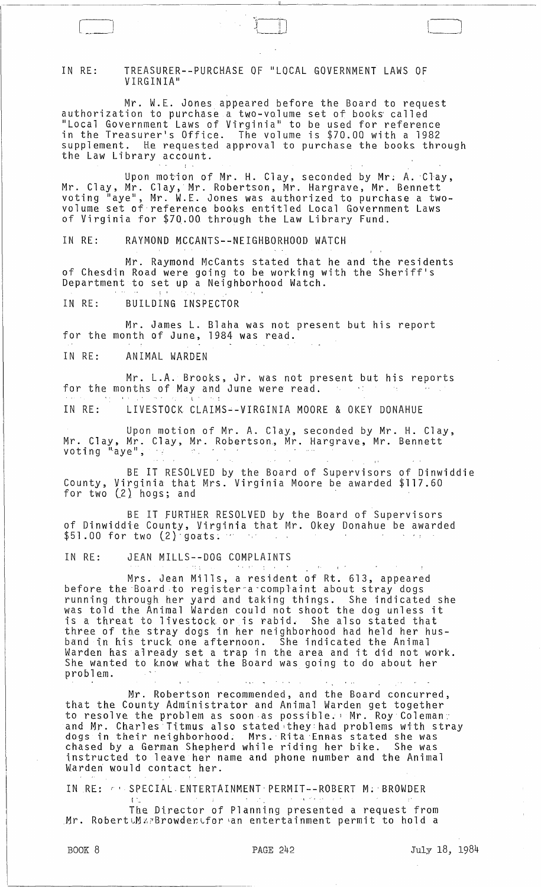IN RE: TREASURER--PURCHASE OF "LOCAL GOVERNMENT LAWS OF VIRGINIA"

Mr. W.E. Jones appeared before the Board to request authorization to purchase a two-volume set of books called "Local Government Laws of Virginia" to be used for reference in the Treasurer's Office. The volume is $70.00 with a 1982 supplement. He requested approval to purchase the books through the Law Library account.

Upon motion of Mr. H. Clay, seconded by Mr. A. Clay, Mr. Clay, Mr. Clay, Mr. Robertson, Mr. Hargrave, Mr. Bennett voting "aye", Mr. W.E. Jones was authorized to purchase a two-volume set of reference books entitled Local Government Laws of Virginia for $70.00 through the Law Library Fund.

IN RE: RAYMOND MCCANTS--NEIGHBORHOOD WATCH

Mr. Raymond McCants stated that he and the residents of Chesdin Road were going to be working with the Sheriff's Department to set up a Neighborhood Watch.

IN RE: BUILDING INSPECTOR

Mr. James L. Blaha was not present but his report for the month of June, 1984 was read.

IN RE: ANIMAL WARDEN

Mr. L.A. Brooks, Jr. was not present but his reports for the months of May and June were read.

IN RE: LIVESTOCK CLAIMS--VIRGINIA MOORE & OKEY DONAHUE

Upon motion of Mr. A. Clay, seconded by Mr. H. Clay, Mr. Clay, Mr. Clay, Mr. Robertson, Mr. Hargrave, Mr. Bennett voting "aye",

BE IT RESOLVED by the Board of Supervisors of Dinwiddie County, Virginia that Mrs. Virginia Moore be awarded $117.60 for two (2) hogs; and

BE IT FURTHER RESOLVED by the Board of Supervisors of Dinwiddie County, Virginia that Mr. Okey Donahue be awarded $51.00 for two (2) goats.

IN RE: JEAN MILLS--DOG COMPLAINTS

Mrs. Jean Mills, a resident of Rt. 613, appeared before the Board to register a complaint about stray dogs running through her yard and taking things. She indicated she was told the Animal Warden could not shoot the dog unless it is a threat to livestock or is rabid. She also stated that three of the stray dogs in her neighborhood had held her husband in his truck one afternoon. She indicated the Animal Warden has already set a trap in the area and it did not work. She wanted to know what the Board was going to do about her problem.

Mr. Robertson recommended, and the Board concurred, that the County Administrator and Animal Warden get together to resolve the problem as soon as possible. Mr. Roy Coleman and Mr. Charles Titmus also stated they had problems with stray dogs in their neighborhood. Mrs. Rita Ennas stated she was chased by a German Shepherd while riding her bike. She was instructed to leave her name and phone number and the Animal Warden would contact her.

IN RE: SPECIAL ENTERTAINMENT PERMIT--ROBERT M. BROWDER

The Director of Planning presented a request from Mr. Robert M. Browder for an entertainment permit to hold a

BOOK 8 PAGE 242 July 18, 1984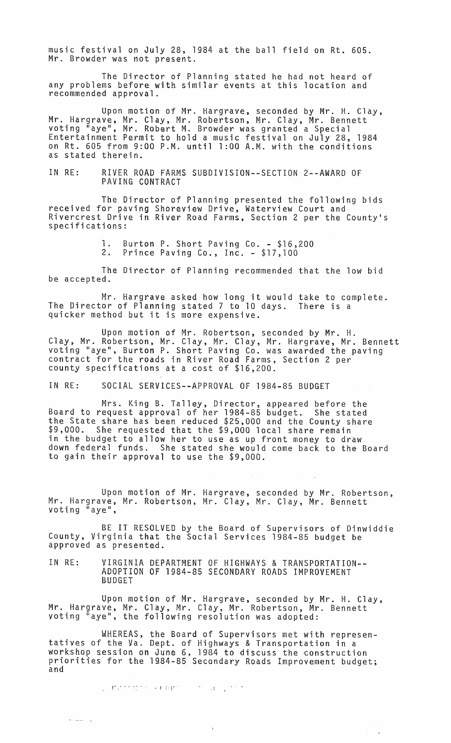music festival on July 28, 1984 at the ball field on Rt. 605. Mr. Browder was not present.

The Director of Planning stated he had not heard of any problems before with similar events at this location and recommended approval.

Upon motion of Mr. Hargrave, seconded by Mr. H. Clay, Mr. Hargrave, Mr. Clay, Mr. Robertson, Mr. Clay, Mr. Bennett voting "aye", Mr. Robert M. Browder was granted a Special Entertainment Permit to hold a music festival on July 28, 1984 on Rt. 605 from 9:00 P.M. until 1:00 A.M. with the conditions as stated therein.

IN RE: RIVER ROAD FARMS SUBDIVISION--SECTION 2--AWARD OF PAVING CONTRACT

The Director of Planning presented the following bids received for paving Shoreview Drive, Waterview Court and Rivercrest Drive in River Road Farms, Section 2 per the County's specifications:

1. Burton P. Short Paving Co. - $16,200
2. Prince Paving Co., Inc. - $17,100

The Director of Planning recommended that the low bid be accepted.

Mr. Hargrave asked how long it would take to complete. The Director of Planning stated 7 to 10 days. There is a quicker method but it is more expensive.

Upon motion of Mr. Robertson, seconded by Mr. H. Clay, Mr. Robertson, Mr. Clay, Mr. Clay, Mr. Hargrave, Mr. Bennett voting "aye", Burton P. Short Paving Co. was awarded the paving contract for the roads in River Road Farms, Section 2 per county specifications at a cost of $16,200.

IN RE: SOCIAL SERVICES--APPROVAL OF 1984-85 BUDGET

Mrs. King B. Talley, Director, appeared before the Board to request approval of her 1984-85 budget. She stated the State share has been reduced $25,000 and the County share $9,000. She requested that the $9,000 local share remain in the budget to allow her to use as up front money to draw down federal funds. She stated she would come back to the Board to gain their approval to use the $9,000.

Upon motion of Mr. Hargrave, seconded by Mr. Robertson, Mr. Hargrave, Mr. Robertson, Mr. Clay, Mr. Clay, Mr. Bennett voting "aye",

BE IT RESOLVED by the Board of Supervisors of Dinwiddie County, Virginia that the Social Services 1984-85 budget be approved as presented.

IN RE: VIRGINIA DEPARTMENT OF HIGHWAYS & TRANSPORTATION--ADOPTION OF 1984-85 SECONDARY ROADS IMPROVEMENT BUDGET

Upon motion of Mr. Hargrave, seconded by Mr. H. Clay, Mr. Hargrave, Mr. Clay, Mr. Clay, Mr. Robertson, Mr. Bennett voting "aye", the following resolution was adopted:

WHEREAS, the Board of Supervisors met with representatives of the Va. Dept. of Highways & Transportation in a workshop session on June 6, 1984 to discuss the construction priorities for the 1984-85 Secondary Roads Improvement budget; and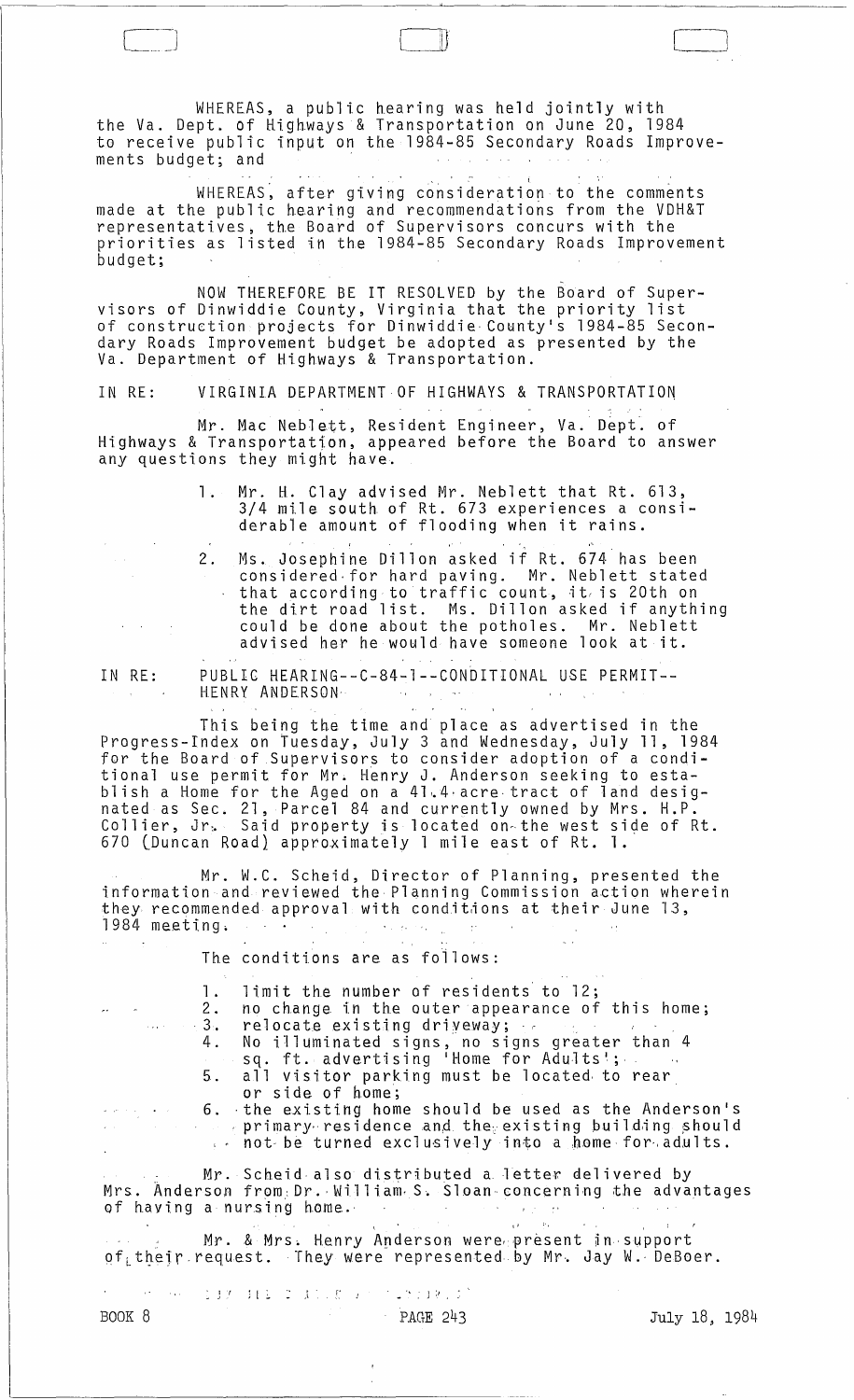WHEREAS, a public hearing was held jointly with the Va. Dept. of Highways & Transportation on June 20, 1984 to receive public input on the 1984-85 Secondary Roads Improvements budget; and

WHEREAS, after giving consideration to the comments made at the public hearing and recommendations from the VDH&T representatives, the Board of Supervisors concurs with the priorities as listed in the 1984-85 Secondary Roads Improvement budget;

NOW THEREFORE BE IT RESOLVED by the Board of Supervisors of Dinwiddie County, Virginia that the priority list of construction projects for Dinwiddie County's 1984-85 Secondary Roads Improvement budget be adopted as presented by the Va. Department of Highways & Transportation.

IN RE: VIRGINIA DEPARTMENT OF HIGHWAYS & TRANSPORTATION

Mr. Mac Neblett, Resident Engineer, Va. Dept. of Highways & Transportation, appeared before the Board to answer any questions they might have.

1. Mr. H. Clay advised Mr. Neblett that Rt. 613, 3/4 mile south of Rt. 673 experiences a considerable amount of flooding when it rains.
2. Ms. Josephine Dillon asked if Rt. 674 has been considered for hard paving. Mr. Neblett stated that according to traffic count, it is 20th on the dirt road list. Ms. Dillon asked if anything could be done about the potholes. Mr. Neblett advised her he would have someone look at it.

IN RE: PUBLIC HEARING--C-84-1--CONDITIONAL USE PERMIT--HENRY ANDERSON

This being the time and place as advertised in the Progress-Index on Tuesday, July 3 and Wednesday, July 11, 1984 for the Board of Supervisors to consider adoption of a conditional use permit for Mr. Henry J. Anderson seeking to establish a Home for the Aged on a 41.4 acre tract of land designated as Sec. 21, Parcel 84 and currently owned by Mrs. H.P. Collier, Jr. Said property is located on the west side of Rt. 670 (Duncan Road) approximately 1 mile east of Rt. 1.

Mr. W.C. Scheid, Director of Planning, presented the information and reviewed the Planning Commission action wherein they recommended approval with conditions at their June 13, 1984 meeting.

The conditions are as follows:

1. limit the number of residents to 12;
2. no change in the outer appearance of this home;
3. relocate existing driveway;
4. No illuminated signs, no signs greater than 4 sq. ft. advertising 'Home for Adults';
5. all visitor parking must be located to rear or side of home;
6. the existing home should be used as the Anderson's primary residence and the existing building should not be turned exclusively into a home for adults.

Mr. Scheid also distributed a letter delivered by Mrs. Anderson from Dr. William S. Sloan concerning the advantages of having a nursing home.

Mr. & Mrs. Henry Anderson were present in support of their request. They were represented by Mr. Jay W. DeBoer.

BOOK 8 PAGE 243 July 18, 1984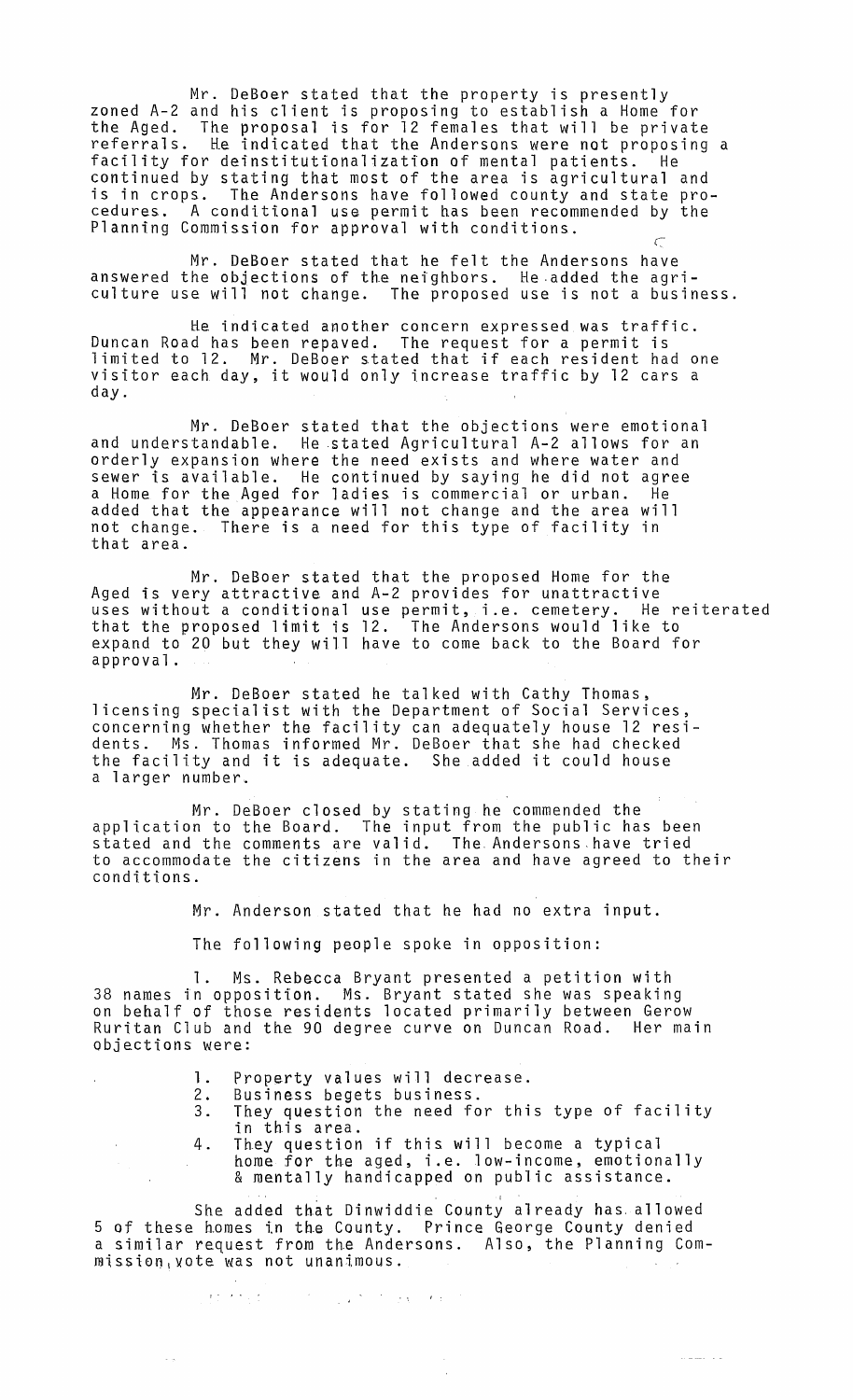Mr. DeBoer stated that the property is presently zoned A-2 and his client is proposing to establish a Home for the Aged. The proposal is for 12 females that will be private referrals. He indicated that the Andersons were not proposing a facility for deinstitutionalization of mental patients. He continued by stating that most of the area is agricultural and is in crops. The Andersons have followed county and state procedures. A conditional use permit has been recommended by the Planning Commission for approval with conditions.

Mr. DeBoer stated that he felt the Andersons have answered the objections of the neighbors. He added the agriculture use will not change. The proposed use is not a business.

He indicated another concern expressed was traffic. Duncan Road has been repaved. The request for a permit is limited to 12. Mr. DeBoer stated that if each resident had one visitor each day, it would only increase traffic by 12 cars a day.

Mr. DeBoer stated that the objections were emotional and understandable. He stated Agricultural A-2 allows for an orderly expansion where the need exists and where water and sewer is available. He continued by saying he did not agree a Home for the Aged for ladies is commercial or urban. He added that the appearance will not change and the area will not change. There is a need for this type of facility in that area.

Mr. DeBoer stated that the proposed Home for the Aged is very attractive and A-2 provides for unattractive uses without a conditional use permit, i.e. cemetery. He reiterated that the proposed limit is 12. The Andersons would like to expand to 20 but they will have to come back to the Board for approval.

Mr. DeBoer stated he talked with Cathy Thomas, licensing specialist with the Department of Social Services, concerning whether the facility can adequately house 12 residents. Ms. Thomas informed Mr. DeBoer that she had checked the facility and it is adequate. She added it could house a larger number.

Mr. DeBoer closed by stating he commended the application to the Board. The input from the public has been stated and the comments are valid. The Andersons have tried to accommodate the citizens in the area and have agreed to their conditions.

Mr. Anderson stated that he had no extra input.

The following people spoke in opposition:

1. Ms. Rebecca Bryant presented a petition with 38 names in opposition. Ms. Bryant stated she was speaking on behalf of those residents located primarily between Gerow Ruritan Club and the 90 degree curve on Duncan Road. Her main objections were:

   1. Property values will decrease.
   2. Business begets business.
   3. They question the need for this type of facility in this area.
   4. They question if this will become a typical home for the aged, i.e. low-income, emotionally & mentally handicapped on public assistance.

   She added that Dinwiddie County already has allowed 5 of these homes in the County. Prince George County denied a similar request from the Andersons. Also, the Planning Commission vote was not unanimous.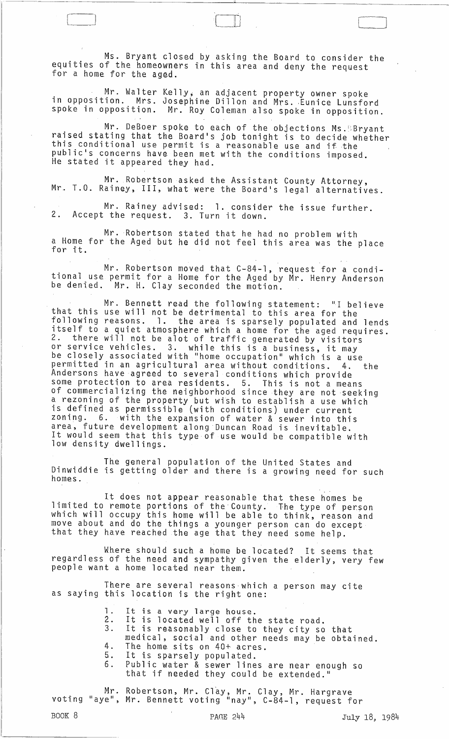Ms. Bryant closed by asking the Board to consider the equities of the homeowners in this area and deny the request for a home for the aged.

Mr. Walter Kelly, an adjacent property owner spoke in opposition. Mrs. Josephine Dillon and Mrs. Eunice Lunsford spoke in opposition. Mr. Roy Coleman also spoke in opposition.

Mr. DeBoer spoke to each of the objections Ms. Bryant raised stating that the Board's job tonight is to decide whether this conditional use permit is a reasonable use and if the public's concerns have been met with the conditions imposed. He stated it appeared they had.

Mr. Robertson asked the Assistant County Attorney, Mr. T.O. Rainey, III, what were the Board's legal alternatives.

Mr. Rainey advised: 1. consider the issue further. 2. Accept the request. 3. Turn it down.

Mr. Robertson stated that he had no problem with a Home for the Aged but he did not feel this area was the place for it.

Mr. Robertson moved that C-84-1, request for a conditional use permit for a Home for the Aged by Mr. Henry Anderson be denied. Mr. H. Clay seconded the motion.

Mr. Bennett read the following statement: "I believe that this use will not be detrimental to this area for the following reasons. 1. the area is sparsely populated and lends itself to a quiet atmosphere which a home for the aged requires. 2. there will not be alot of traffic generated by visitors or service vehicles. 3. while this is a business, it may be closely associated with "home occupation" which is a use permitted in an agricultural area without conditions. 4. the Andersons have agreed to several conditions which provide some protection to area residents. 5. This is not a means of commercializing the neighborhood since they are not seeking a rezoning of the property but wish to establish a use which is defined as permissible (with conditions) under current zoning. 6. with the expansion of water & sewer into this area, future development along Duncan Road is inevitable. It would seem that this type of use would be compatible with low density dwellings.

The general population of the United States and Dinwiddie is getting older and there is a growing need for such homes.

It does not appear reasonable that these homes be limited to remote portions of the County. The type of person which will occupy this home will be able to think, reason and move about and do the things a younger person can do except that they have reached the age that they need some help.

Where should such a home be located? It seems that regardless of the need and sympathy given the elderly, very few people want a home located near them.

There are several reasons which a person may cite as saying this location is the right one:

1. It is a very large house.
2. It is located well off the state road.
3. It is reasonably close to they city so that medical, social and other needs may be obtained.
4. The home sits on 40+ acres.
5. It is sparsely populated.
6. Public water & sewer lines are near enough so that if needed they could be extended."

Mr. Robertson, Mr. Clay, Mr. Clay, Mr. Hargrave voting "aye", Mr. Bennett voting "nay", C-84-1, request for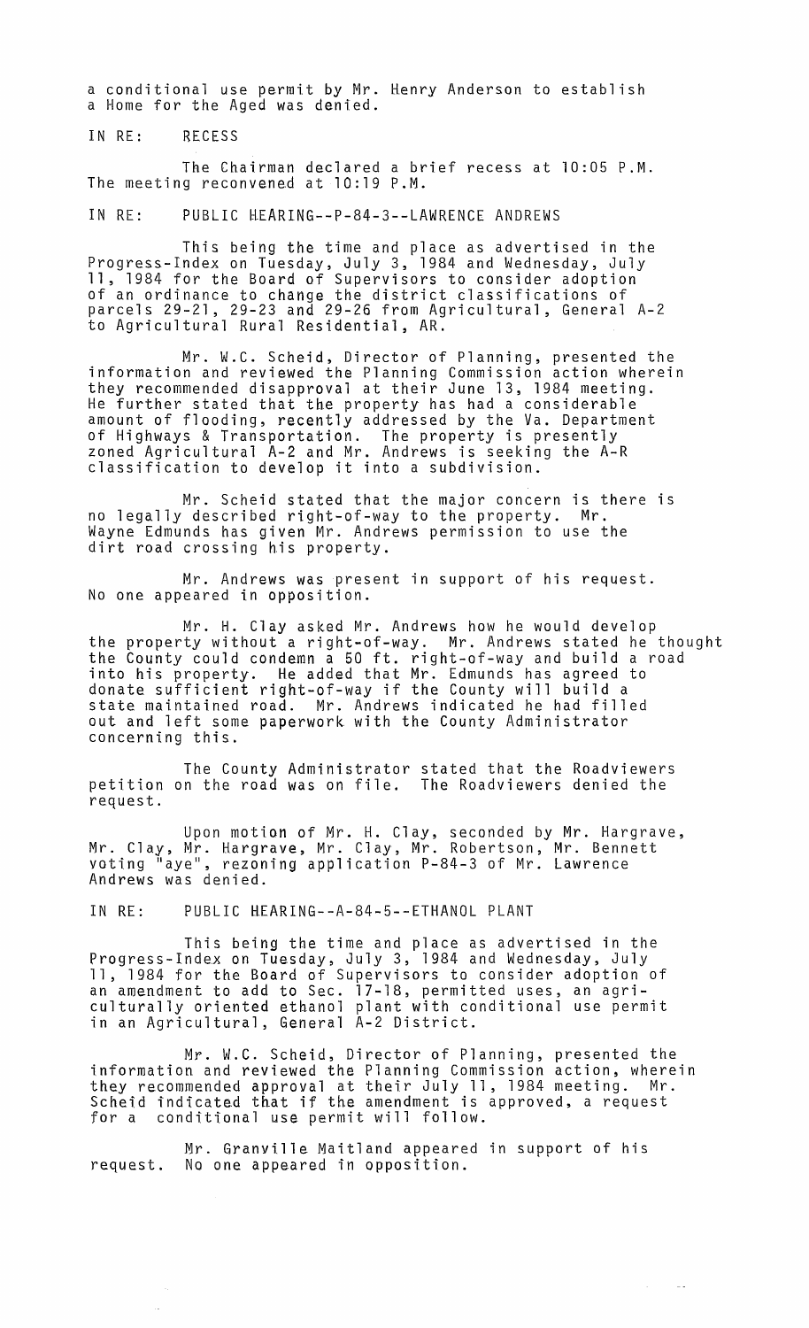a conditional use permit by Mr. Henry Anderson to establish a Home for the Aged was denied.

IN RE: RECESS

The Chairman declared a brief recess at 10:05 P.M. The meeting reconvened at 10:19 P.M.

IN RE: PUBLIC HEARING--P-84-3--LAWRENCE ANDREWS

This being the time and place as advertised in the Progress-Index on Tuesday, July 3, 1984 and Wednesday, July 11, 1984 for the Board of Supervisors to consider adoption of an ordinance to change the district classifications of parcels 29-21, 29-23 and 29-26 from Agricultural, General A-2 to Agricultural Rural Residential, AR.

Mr. W.C. Scheid, Director of Planning, presented the information and reviewed the Planning Commission action wherein they recommended disapproval at their June 13, 1984 meeting. He further stated that the property has had a considerable amount of flooding, recently addressed by the Va. Department of Highways & Transportation. The property is presently zoned Agricultural A-2 and Mr. Andrews is seeking the A-R classification to develop it into a subdivision.

Mr. Scheid stated that the major concern is there is no legally described right-of-way to the property. Mr. Wayne Edmunds has given Mr. Andrews permission to use the dirt road crossing his property.

Mr. Andrews was present in support of his request. No one appeared in opposition.

Mr. H. Clay asked Mr. Andrews how he would develop the property without a right-of-way. Mr. Andrews stated he thought the County could condemn a 50 ft. right-of-way and build a road into his property. He added that Mr. Edmunds has agreed to donate sufficient right-of-way if the County will build a state maintained road. Mr. Andrews indicated he had filled out and left some paperwork with the County Administrator concerning this.

The County Administrator stated that the Roadviewers petition on the road was on file. The Roadviewers denied the request.

Upon motion of Mr. H. Clay, seconded by Mr. Hargrave, Mr. Clay, Mr. Hargrave, Mr. Clay, Mr. Robertson, Mr. Bennett voting "aye", rezoning application P-84-3 of Mr. Lawrence Andrews was denied.

IN RE: PUBLIC HEARING--A-84-5--ETHANOL PLANT

This being the time and place as advertised in the Progress-Index on Tuesday, July 3, 1984 and Wednesday, July 11, 1984 for the Board of Supervisors to consider adoption of an amendment to add to Sec. 17-18, permitted uses, an agriculturally oriented ethanol plant with conditional use permit in an Agricultural, General A-2 District.

Mr. W.C. Scheid, Director of Planning, presented the information and reviewed the Planning Commission action, wherein they recommended approval at their July 11, 1984 meeting. Mr. Scheid indicated that if the amendment is approved, a request for a conditional use permit will follow.

Mr. Granville Maitland appeared in support of his request. No one appeared in opposition.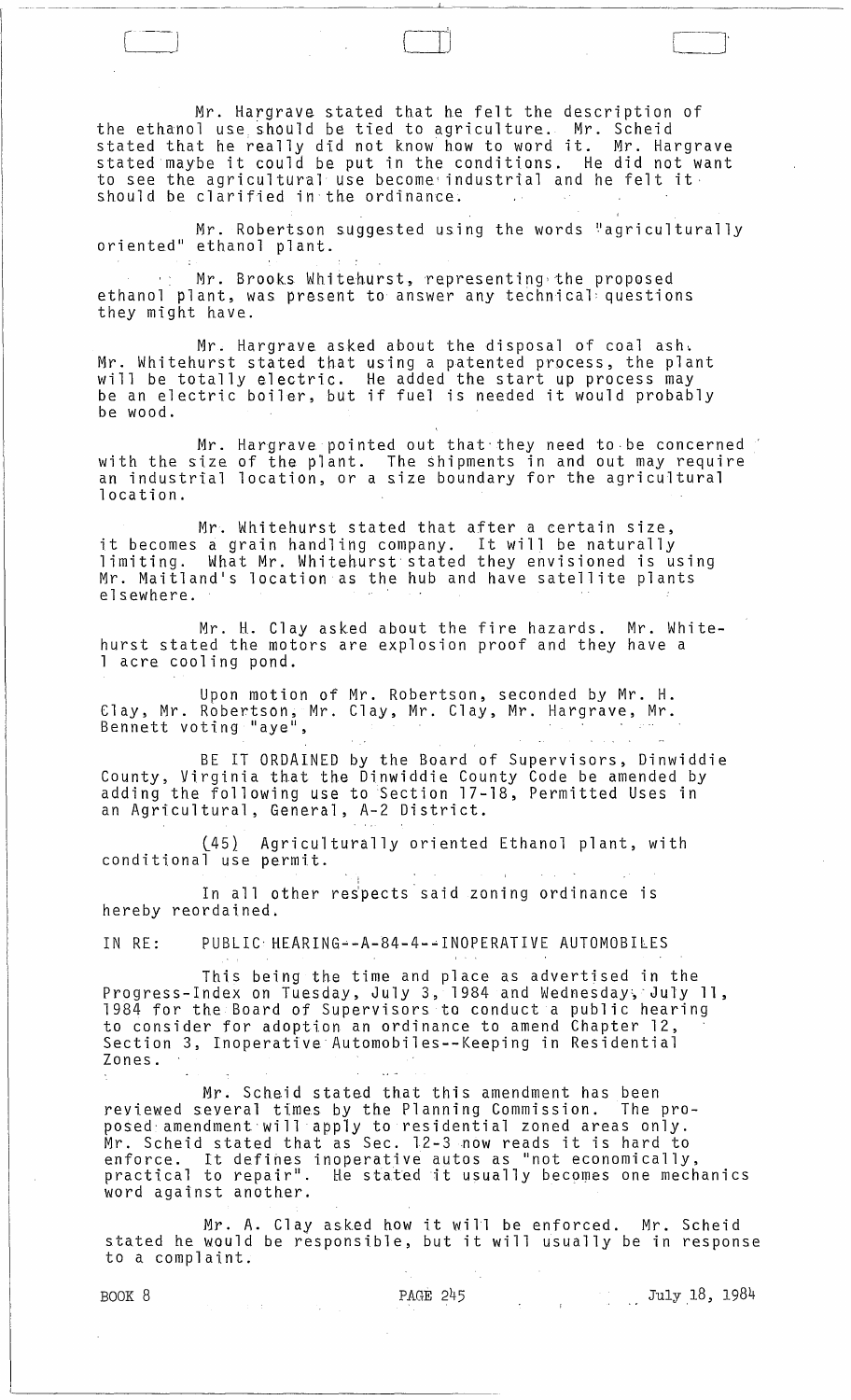Mr. Hargrave stated that he felt the description of the ethanol use should be tied to agriculture. Mr. Scheid stated that he really did not know how to word it. Mr. Hargrave stated maybe it could be put in the conditions. He did not want to see the agricultural use become industrial and he felt it should be clarified in the ordinance.

Mr. Robertson suggested using the words "agriculturally oriented" ethanol plant.

Mr. Brooks Whitehurst, representing the proposed ethanol plant, was present to answer any technical questions they might have.

Mr. Hargrave asked about the disposal of coal ash. Mr. Whitehurst stated that using a patented process, the plant will be totally electric. He added the start up process may be an electric boiler, but if fuel is needed it would probably be wood.

Mr. Hargrave pointed out that they need to be concerned with the size of the plant. The shipments in and out may require an industrial location, or a size boundary for the agricultural location.

Mr. Whitehurst stated that after a certain size, it becomes a grain handling company. It will be naturally limiting. What Mr. Whitehurst stated they envisioned is using Mr. Maitland's location as the hub and have satellite plants elsewhere.

Mr. H. Clay asked about the fire hazards. Mr. Whitehurst stated the motors are explosion proof and they have a 1 acre cooling pond.

Upon motion of Mr. Robertson, seconded by Mr. H. Clay, Mr. Robertson, Mr. Clay, Mr. Clay, Mr. Hargrave, Mr. Bennett voting "aye",

BE IT ORDAINED by the Board of Supervisors, Dinwiddie County, Virginia that the Dinwiddie County Code be amended by adding the following use to Section 17-18, Permitted Uses in an Agricultural, General, A-2 District.

(45) Agriculturally oriented Ethanol plant, with conditional use permit.

In all other respects said zoning ordinance is hereby reordained.

IN RE: PUBLIC HEARING--A-84-4--INOPERATIVE AUTOMOBILES

This being the time and place as advertised in the Progress-Index on Tuesday, July 3, 1984 and Wednesday, July 11, 1984 for the Board of Supervisors to conduct a public hearing to consider for adoption an ordinance to amend Chapter 12, Section 3, Inoperative Automobiles--Keeping in Residential Zones.

Mr. Scheid stated that this amendment has been reviewed several times by the Planning Commission. The proposed amendment will apply to residential zoned areas only. Mr. Scheid stated that as Sec. 12-3 now reads it is hard to enforce. It defines inoperative autos as "not economically, practical to repair". He stated it usually becomes one mechanics word against another.

Mr. A. Clay asked how it will be enforced. Mr. Scheid stated he would be responsible, but it will usually be in response to a complaint.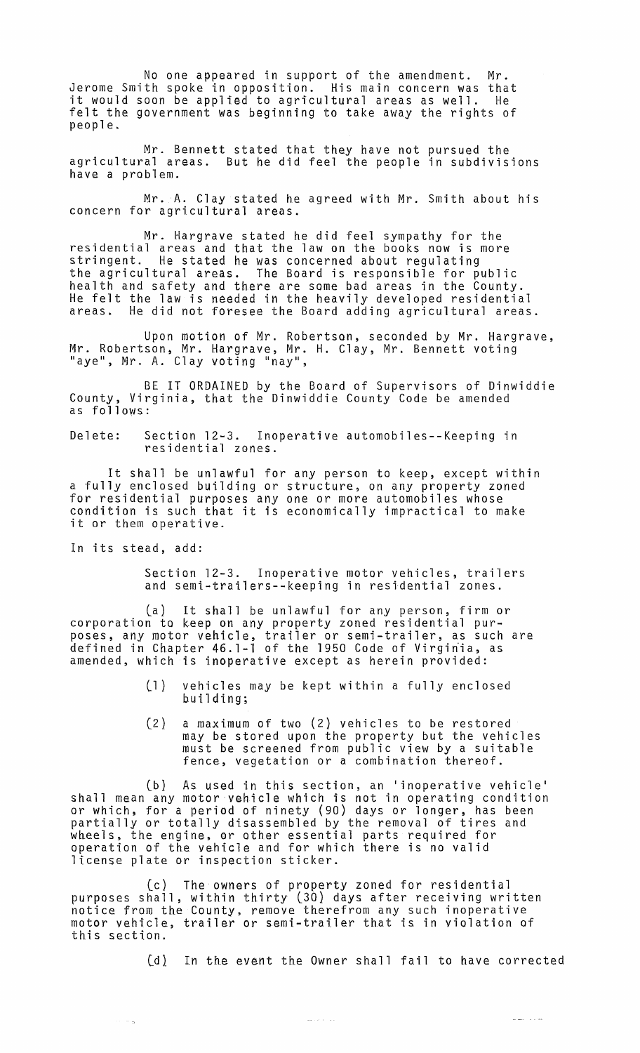No one appeared in support of the amendment. Mr. Jerome Smith spoke in opposition. His main concern was that it would soon be applied to agricultural areas as well. He felt the government was beginning to take away the rights of people.

Mr. Bennett stated that they have not pursued the agricultural areas. But he did feel the people in subdivisions have a problem.

Mr. A. Clay stated he agreed with Mr. Smith about his concern for agricultural areas.

Mr. Hargrave stated he did feel sympathy for the residential areas and that the law on the books now is more stringent. He stated he was concerned about regulating the agricultural areas. The Board is responsible for public health and safety and there are some bad areas in the County. He felt the law is needed in the heavily developed residential areas. He did not foresee the Board adding agricultural areas.

Upon motion of Mr. Robertson, seconded by Mr. Hargrave, Mr. Robertson, Mr. Hargrave, Mr. H. Clay, Mr. Bennett voting "aye", Mr. A. Clay voting "nay",

BE IT ORDAINED by the Board of Supervisors of Dinwiddie County, Virginia, that the Dinwiddie County Code be amended as follows:

Delete: Section 12-3. Inoperative automobiles--Keeping in residential zones.

It shall be unlawful for any person to keep, except within a fully enclosed building or structure, on any property zoned for residential purposes any one or more automobiles whose condition is such that it is economically impractical to make it or them operative.

In its stead, add:

Section 12-3. Inoperative motor vehicles, trailers and semi-trailers--keeping in residential zones.

(a) It shall be unlawful for any person, firm or corporation to keep on any property zoned residential purposes, any motor vehicle, trailer or semi-trailer, as such are defined in Chapter 46.1-1 of the 1950 Code of Virginia, as amended, which is inoperative except as herein provided:

(1) vehicles may be kept within a fully enclosed building;

(2) a maximum of two (2) vehicles to be restored may be stored upon the property but the vehicles must be screened from public view by a suitable fence, vegetation or a combination thereof.

(b) As used in this section, an 'inoperative vehicle' shall mean any motor vehicle which is not in operating condition or which, for a period of ninety (90) days or longer, has been partially or totally disassembled by the removal of tires and wheels, the engine, or other essential parts required for operation of the vehicle and for which there is no valid license plate or inspection sticker.

(c) The owners of property zoned for residential purposes shall, within thirty (30) days after receiving written notice from the County, remove therefrom any such inoperative motor vehicle, trailer or semi-trailer that is in violation of this section.

(d) In the event the Owner shall fail to have corrected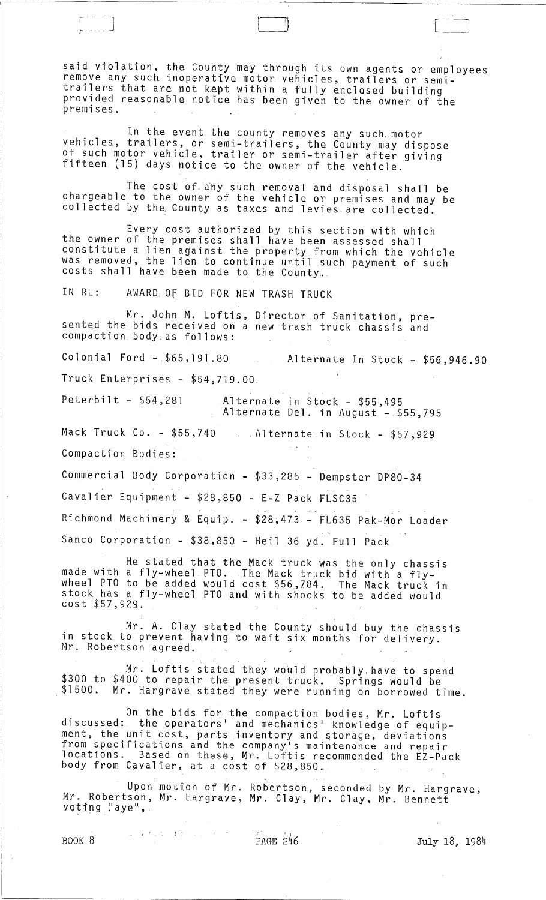said violation, the County may through its own agents or employees remove any such inoperative motor vehicles, trailers or semi-trailers that are not kept within a fully enclosed building provided reasonable notice has been given to the owner of the premises.

In the event the county removes any such motor vehicles, trailers, or semi-trailers, the County may dispose of such motor vehicle, trailer or semi-trailer after giving fifteen (15) days notice to the owner of the vehicle.

The cost of any such removal and disposal shall be chargeable to the owner of the vehicle or premises and may be collected by the County as taxes and levies are collected.

Every cost authorized by this section with which the owner of the premises shall have been assessed shall constitute a lien against the property from which the vehicle was removed, the lien to continue until such payment of such costs shall have been made to the County.

IN RE: AWARD OF BID FOR NEW TRASH TRUCK

Mr. John M. Loftis, Director of Sanitation, presented the bids received on a new trash truck chassis and compaction body as follows:

Colonial Ford - $65,191.80 Alternate In Stock - $56,946.90

Truck Enterprises - $54,719.00

Peterbilt - $54,281 Alternate in Stock - $55,495
Alternate Del. in August - $55,795

Mack Truck Co. - $55,740 Alternate in Stock - $57,929

Compaction Bodies:

Commercial Body Corporation - $33,285 - Dempster DP80-34

Cavalier Equipment - $28,850 - E-Z Pack FLSC35

Richmond Machinery & Equip. - $28,473 - FL635 Pak-Mor Loader

Sanco Corporation - $38,850 - Heil 36 yd. Full Pack

He stated that the Mack truck was the only chassis made with a fly-wheel PTO. The Mack truck bid with a fly-wheel PTO to be added would cost $56,784. The Mack truck in stock has a fly-wheel PTO and with shocks to be added would cost $57,929.

Mr. A. Clay stated the County should buy the chassis in stock to prevent having to wait six months for delivery. Mr. Robertson agreed.

Mr. Loftis stated they would probably have to spend $300 to $400 to repair the present truck. Springs would be $1500. Mr. Hargrave stated they were running on borrowed time.

On the bids for the compaction bodies, Mr. Loftis discussed: the operators' and mechanics' knowledge of equipment, the unit cost, parts inventory and storage, deviations from specifications and the company's maintenance and repair locations. Based on these, Mr. Loftis recommended the EZ-Pack body from Cavalier, at a cost of $28,850.

Upon motion of Mr. Robertson, seconded by Mr. Hargrave, Mr. Robertson, Mr. Hargrave, Mr. Clay, Mr. Clay, Mr. Bennett voting "aye",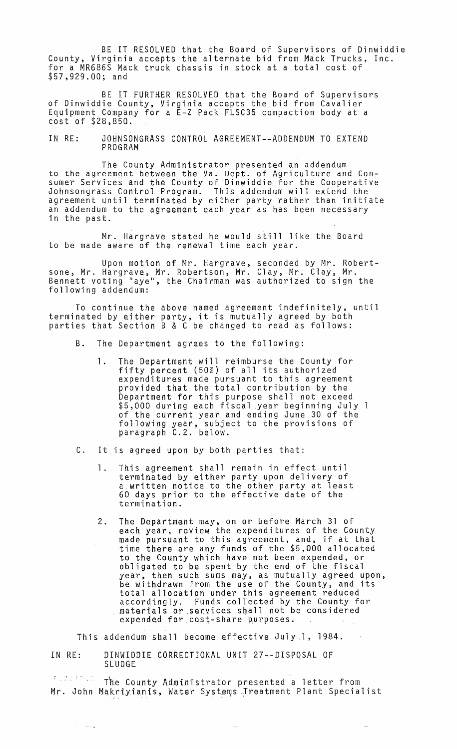BE IT RESOLVED that the Board of Supervisors of Dinwiddie County, Virginia accepts the alternate bid from Mack Trucks, Inc. for a MR686S Mack truck chassis in stock at a total cost of $57,929.00; and

BE IT FURTHER RESOLVED that the Board of Supervisors of Dinwiddie County, Virginia accepts the bid from Cavalier Equipment Company for a E-Z Pack FLSC35 compaction body at a cost of $28,850.

IN RE: JOHNSONGRASS CONTROL AGREEMENT--ADDENDUM TO EXTEND PROGRAM

The County Administrator presented an addendum to the agreement between the Va. Dept. of Agriculture and Consumer Services and the County of Dinwiddie for the Cooperative Johnsongrass Control Program. This addendum will extend the agreement until terminated by either party rather than initiate an addendum to the agreement each year as has been necessary in the past.

Mr. Hargrave stated he would still like the Board to be made aware of the renewal time each year.

Upon motion of Mr. Hargrave, seconded by Mr. Robertsone, Mr. Hargrave, Mr. Robertson, Mr. Clay, Mr. Clay, Mr. Bennett voting "aye", the Chairman was authorized to sign the following addendum:

To continue the above named agreement indefinitely, until terminated by either party, it is mutually agreed by both parties that Section B & C be changed to read as follows:

B. The Department agrees to the following:

1. The Department will reimburse the County for fifty percent (50%) of all its authorized expenditures made pursuant to this agreement provided that the total contribution by the Department for this purpose shall not exceed $5,000 during each fiscal year beginning July 1 of the current year and ending June 30 of the following year, subject to the provisions of paragraph C.2. below.

C. It is agreed upon by both parties that:

1. This agreement shall remain in effect until terminated by either party upon delivery of a written notice to the other party at least 60 days prior to the effective date of the termination.

2. The Department may, on or before March 31 of each year, review the expenditures of the County made pursuant to this agreement, and, if at that time there are any funds of the $5,000 allocated to the County which have not been expended, or obligated to be spent by the end of the fiscal year, then such sums may, as mutually agreed upon, be withdrawn from the use of the County, and its total allocation under this agreement reduced accordingly. Funds collected by the County for materials or services shall not be considered expended for cost-share purposes.

This addendum shall become effective July 1, 1984.

IN RE: DINWIDDIE CORRECTIONAL UNIT 27--DISPOSAL OF SLUDGE

The County Administrator presented a letter from Mr. John Makriyianis, Water Systems Treatment Plant Specialist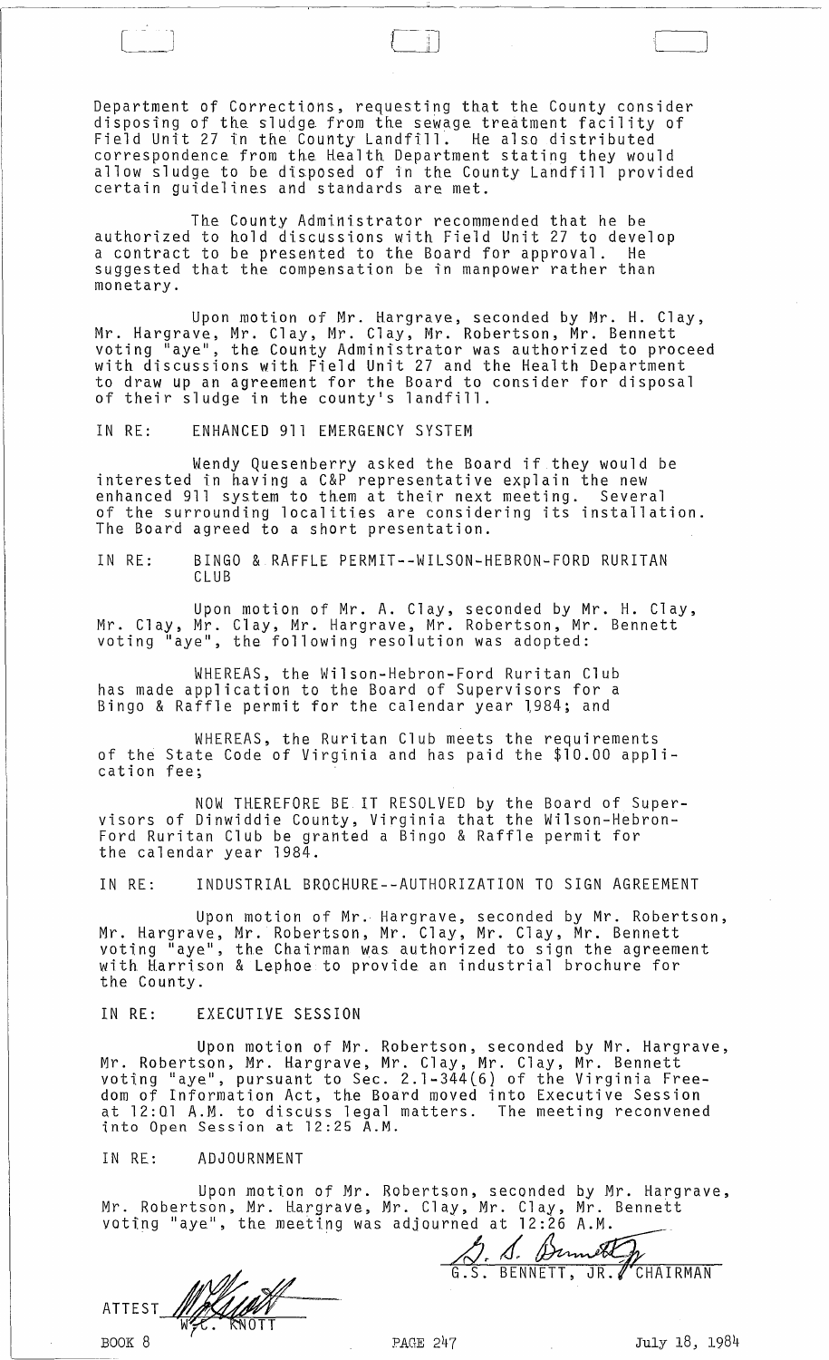Department of Corrections, requesting that the County consider disposing of the sludge from the sewage treatment facility of Field Unit 27 in the County Landfill. He also distributed correspondence from the Health Department stating they would allow sludge to be disposed of in the County Landfill provided certain guidelines and standards are met.

The County Administrator recommended that he be authorized to hold discussions with Field Unit 27 to develop a contract to be presented to the Board for approval. He suggested that the compensation be in manpower rather than monetary.

Upon motion of Mr. Hargrave, seconded by Mr. H. Clay, Mr. Hargrave, Mr. Clay, Mr. Clay, Mr. Robertson, Mr. Bennett voting "aye", the County Administrator was authorized to proceed with discussions with Field Unit 27 and the Health Department to draw up an agreement for the Board to consider for disposal of their sludge in the county's landfill.

IN RE: ENHANCED 911 EMERGENCY SYSTEM

Wendy Quesenberry asked the Board if they would be interested in having a C&P representative explain the new enhanced 911 system to them at their next meeting. Several of the surrounding localities are considering its installation. The Board agreed to a short presentation.

IN RE: BINGO & RAFFLE PERMIT--WILSON-HEBRON-FORD RURITAN CLUB

Upon motion of Mr. A. Clay, seconded by Mr. H. Clay, Mr. Clay, Mr. Clay, Mr. Hargrave, Mr. Robertson, Mr. Bennett voting "aye", the following resolution was adopted:

WHEREAS, the Wilson-Hebron-Ford Ruritan Club has made application to the Board of Supervisors for a Bingo & Raffle permit for the calendar year 1984; and

WHEREAS, the Ruritan Club meets the requirements of the State Code of Virginia and has paid the $10.00 application fee;

NOW THEREFORE BE IT RESOLVED by the Board of Supervisors of Dinwiddie County, Virginia that the Wilson-Hebron-Ford Ruritan Club be granted a Bingo & Raffle permit for the calendar year 1984.

IN RE: INDUSTRIAL BROCHURE--AUTHORIZATION TO SIGN AGREEMENT

Upon motion of Mr. Hargrave, seconded by Mr. Robertson, Mr. Hargrave, Mr. Robertson, Mr. Clay, Mr. Clay, Mr. Bennett voting "aye", the Chairman was authorized to sign the agreement with Harrison & Lephoe to provide an industrial brochure for the County.

IN RE: EXECUTIVE SESSION

Upon motion of Mr. Robertson, seconded by Mr. Hargrave, Mr. Robertson, Mr. Hargrave, Mr. Clay, Mr. Clay, Mr. Bennett voting "aye", pursuant to Sec. 2.1-344(6) of the Virginia Freedom of Information Act, the Board moved into Executive Session at 12:01 A.M. to discuss legal matters. The meeting reconvened into Open Session at 12:25 A.M.

IN RE: ADJOURNMENT

Upon motion of Mr. Robertson, seconded by Mr. Hargrave, Mr. Robertson, Mr. Hargrave, Mr. Clay, Mr. Clay, Mr. Bennett voting "aye", the meeting was adjourned at 12:26 A.M.

G.S. BENNETT, JR., CHAIRMAN

ATTEST W. C. KNOTT

BOOK 8 PAGE 247 July 18, 1984